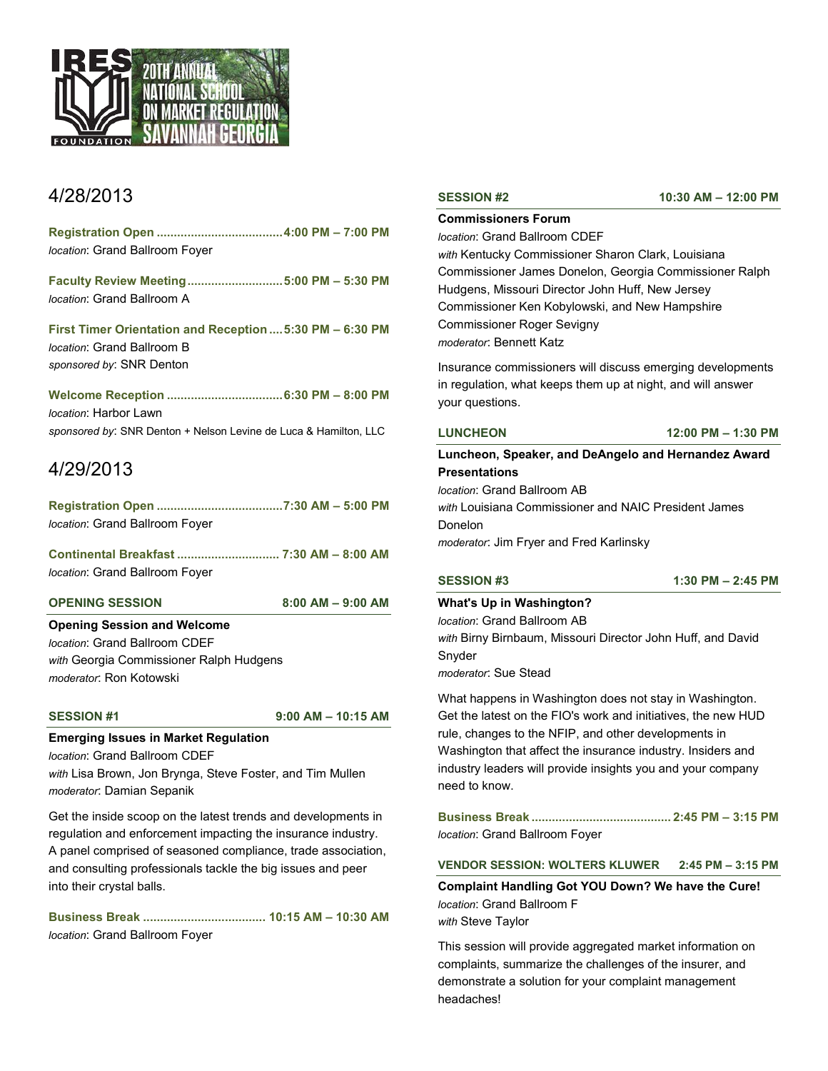IRES FOUNDATION — 20TH ANNUAL NATIONAL SCHOOL ON MARKET REGULATION — SAVANNAH GEORGIA

## 4/28/2013

**Registration Open** .................................... **4:00 PM – 7:00 PM**
*location*: Grand Ballroom Foyer

**Faculty Review Meeting** ............................ **5:00 PM – 5:30 PM**
*location*: Grand Ballroom A

**First Timer Orientation and Reception** .... **5:30 PM – 6:30 PM**
*location*: Grand Ballroom B
*sponsored by*: SNR Denton

**Welcome Reception** ................................. **6:30 PM – 8:00 PM**
*location*: Harbor Lawn
*sponsored by*: SNR Denton + Nelson Levine de Luca & Hamilton, LLC

## 4/29/2013

**Registration Open** .................................... **7:30 AM – 5:00 PM**
*location*: Grand Ballroom Foyer

**Continental Breakfast** .............................. **7:30 AM – 8:00 AM**
*location*: Grand Ballroom Foyer

### OPENING SESSION — 8:00 AM – 9:00 AM

**Opening Session and Welcome**
*location*: Grand Ballroom CDEF
*with* Georgia Commissioner Ralph Hudgens
*moderator*: Ron Kotowski

### SESSION #1 — 9:00 AM – 10:15 AM

**Emerging Issues in Market Regulation**
*location*: Grand Ballroom CDEF
*with* Lisa Brown, Jon Brynga, Steve Foster, and Tim Mullen
*moderator*: Damian Sepanik

Get the inside scoop on the latest trends and developments in regulation and enforcement impacting the insurance industry. A panel comprised of seasoned compliance, trade association, and consulting professionals tackle the big issues and peer into their crystal balls.

**Business Break** .................................... **10:15 AM – 10:30 AM**
*location*: Grand Ballroom Foyer

### SESSION #2 — 10:30 AM – 12:00 PM

**Commissioners Forum**
*location*: Grand Ballroom CDEF
*with* Kentucky Commissioner Sharon Clark, Louisiana Commissioner James Donelon, Georgia Commissioner Ralph Hudgens, Missouri Director John Huff, New Jersey Commissioner Ken Kobylowski, and New Hampshire Commissioner Roger Sevigny
*moderator*: Bennett Katz

Insurance commissioners will discuss emerging developments in regulation, what keeps them up at night, and will answer your questions.

### LUNCHEON — 12:00 PM – 1:30 PM

**Luncheon, Speaker, and DeAngelo and Hernandez Award Presentations**
*location*: Grand Ballroom AB
*with* Louisiana Commissioner and NAIC President James Donelon
*moderator*: Jim Fryer and Fred Karlinsky

### SESSION #3 — 1:30 PM – 2:45 PM

**What's Up in Washington?**
*location*: Grand Ballroom AB
*with* Birny Birnbaum, Missouri Director John Huff, and David Snyder
*moderator*: Sue Stead

What happens in Washington does not stay in Washington. Get the latest on the FIO's work and initiatives, the new HUD rule, changes to the NFIP, and other developments in Washington that affect the insurance industry. Insiders and industry leaders will provide insights you and your company need to know.

**Business Break** ......................................... **2:45 PM – 3:15 PM**
*location*: Grand Ballroom Foyer

### VENDOR SESSION: WOLTERS KLUWER — 2:45 PM – 3:15 PM

**Complaint Handling Got YOU Down? We have the Cure!**
*location*: Grand Ballroom F
*with* Steve Taylor

This session will provide aggregated market information on complaints, summarize the challenges of the insurer, and demonstrate a solution for your complaint management headaches!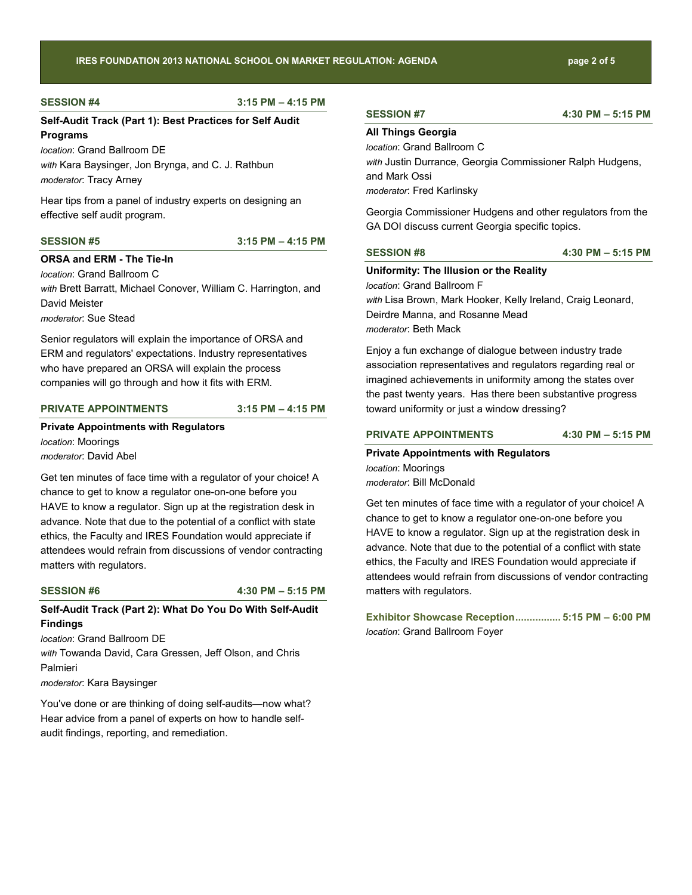## SESSION #4 — 3:15 PM – 4:15 PM

**Self-Audit Track (Part 1): Best Practices for Self Audit Programs**

*location*: Grand Ballroom DE
*with* Kara Baysinger, Jon Brynga, and C. J. Rathbun
*moderator*: Tracy Arney

Hear tips from a panel of industry experts on designing an effective self audit program.

## SESSION #5 — 3:15 PM – 4:15 PM

**ORSA and ERM - The Tie-In**

*location*: Grand Ballroom C
*with* Brett Barratt, Michael Conover, William C. Harrington, and David Meister
*moderator*: Sue Stead

Senior regulators will explain the importance of ORSA and ERM and regulators' expectations. Industry representatives who have prepared an ORSA will explain the process companies will go through and how it fits with ERM.

## PRIVATE APPOINTMENTS — 3:15 PM – 4:15 PM

**Private Appointments with Regulators**

*location*: Moorings
*moderator*: David Abel

Get ten minutes of face time with a regulator of your choice! A chance to get to know a regulator one-on-one before you HAVE to know a regulator. Sign up at the registration desk in advance. Note that due to the potential of a conflict with state ethics, the Faculty and IRES Foundation would appreciate if attendees would refrain from discussions of vendor contracting matters with regulators.

## SESSION #6 — 4:30 PM – 5:15 PM

**Self-Audit Track (Part 2): What Do You Do With Self-Audit Findings**

*location*: Grand Ballroom DE
*with* Towanda David, Cara Gressen, Jeff Olson, and Chris Palmieri
*moderator*: Kara Baysinger

You've done or are thinking of doing self-audits—now what? Hear advice from a panel of experts on how to handle self-audit findings, reporting, and remediation.

## SESSION #7 — 4:30 PM – 5:15 PM

**All Things Georgia**

*location*: Grand Ballroom C
*with* Justin Durrance, Georgia Commissioner Ralph Hudgens, and Mark Ossi
*moderator*: Fred Karlinsky

Georgia Commissioner Hudgens and other regulators from the GA DOI discuss current Georgia specific topics.

## SESSION #8 — 4:30 PM – 5:15 PM

**Uniformity: The Illusion or the Reality**

*location*: Grand Ballroom F
*with* Lisa Brown, Mark Hooker, Kelly Ireland, Craig Leonard, Deirdre Manna, and Rosanne Mead
*moderator*: Beth Mack

Enjoy a fun exchange of dialogue between industry trade association representatives and regulators regarding real or imagined achievements in uniformity among the states over the past twenty years. Has there been substantive progress toward uniformity or just a window dressing?

## PRIVATE APPOINTMENTS — 4:30 PM – 5:15 PM

**Private Appointments with Regulators**

*location*: Moorings
*moderator*: Bill McDonald

Get ten minutes of face time with a regulator of your choice! A chance to get to know a regulator one-on-one before you HAVE to know a regulator. Sign up at the registration desk in advance. Note that due to the potential of a conflict with state ethics, the Faculty and IRES Foundation would appreciate if attendees would refrain from discussions of vendor contracting matters with regulators.

## Exhibitor Showcase Reception ................ 5:15 PM – 6:00 PM

*location*: Grand Ballroom Foyer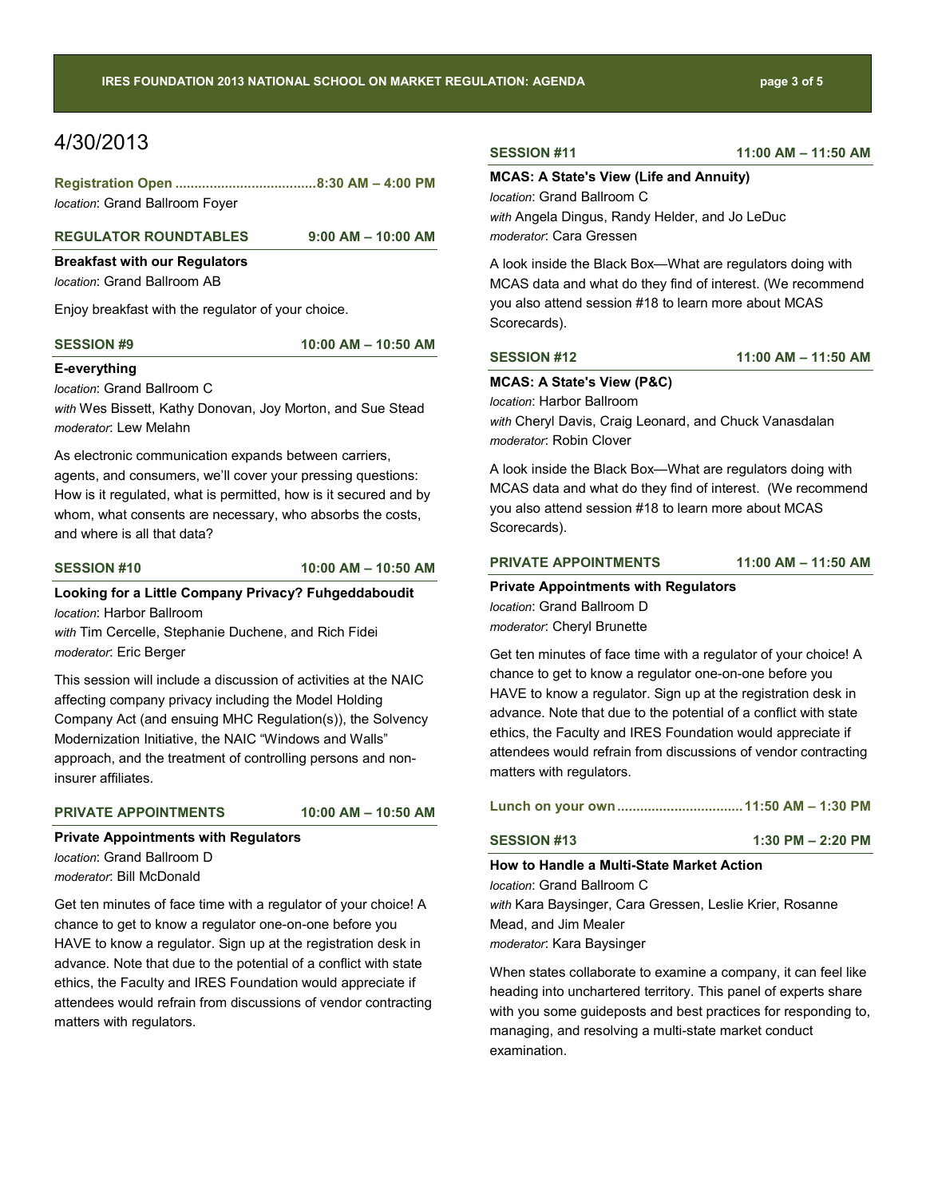# 4/30/2013

**Registration Open .................................... 8:30 AM – 4:00 PM**
*location*: Grand Ballroom Foyer

### REGULATOR ROUNDTABLES — 9:00 AM – 10:00 AM

**Breakfast with our Regulators**
*location*: Grand Ballroom AB

Enjoy breakfast with the regulator of your choice.

### SESSION #9 — 10:00 AM – 10:50 AM

**E-everything**
*location*: Grand Ballroom C
*with* Wes Bissett, Kathy Donovan, Joy Morton, and Sue Stead
*moderator*: Lew Melahn

As electronic communication expands between carriers, agents, and consumers, we'll cover your pressing questions: How is it regulated, what is permitted, how is it secured and by whom, what consents are necessary, who absorbs the costs, and where is all that data?

### SESSION #10 — 10:00 AM – 10:50 AM

**Looking for a Little Company Privacy? Fuhgeddaboudit**
*location*: Harbor Ballroom
*with* Tim Cercelle, Stephanie Duchene, and Rich Fidei
*moderator*: Eric Berger

This session will include a discussion of activities at the NAIC affecting company privacy including the Model Holding Company Act (and ensuing MHC Regulation(s)), the Solvency Modernization Initiative, the NAIC "Windows and Walls" approach, and the treatment of controlling persons and non-insurer affiliates.

### PRIVATE APPOINTMENTS — 10:00 AM – 10:50 AM

**Private Appointments with Regulators**
*location*: Grand Ballroom D
*moderator*: Bill McDonald

Get ten minutes of face time with a regulator of your choice! A chance to get to know a regulator one-on-one before you HAVE to know a regulator. Sign up at the registration desk in advance. Note that due to the potential of a conflict with state ethics, the Faculty and IRES Foundation would appreciate if attendees would refrain from discussions of vendor contracting matters with regulators.

### SESSION #11 — 11:00 AM – 11:50 AM

**MCAS: A State's View (Life and Annuity)**
*location*: Grand Ballroom C
*with* Angela Dingus, Randy Helder, and Jo LeDuc
*moderator*: Cara Gressen

A look inside the Black Box—What are regulators doing with MCAS data and what do they find of interest. (We recommend you also attend session #18 to learn more about MCAS Scorecards).

### SESSION #12 — 11:00 AM – 11:50 AM

**MCAS: A State's View (P&C)**
*location*: Harbor Ballroom
*with* Cheryl Davis, Craig Leonard, and Chuck Vanasdalan
*moderator*: Robin Clover

A look inside the Black Box—What are regulators doing with MCAS data and what do they find of interest. (We recommend you also attend session #18 to learn more about MCAS Scorecards).

### PRIVATE APPOINTMENTS — 11:00 AM – 11:50 AM

**Private Appointments with Regulators**
*location*: Grand Ballroom D
*moderator*: Cheryl Brunette

Get ten minutes of face time with a regulator of your choice! A chance to get to know a regulator one-on-one before you HAVE to know a regulator. Sign up at the registration desk in advance. Note that due to the potential of a conflict with state ethics, the Faculty and IRES Foundation would appreciate if attendees would refrain from discussions of vendor contracting matters with regulators.

**Lunch on your own ................................ 11:50 AM – 1:30 PM**

### SESSION #13 — 1:30 PM – 2:20 PM

**How to Handle a Multi-State Market Action**
*location*: Grand Ballroom C
*with* Kara Baysinger, Cara Gressen, Leslie Krier, Rosanne Mead, and Jim Mealer
*moderator*: Kara Baysinger

When states collaborate to examine a company, it can feel like heading into unchartered territory. This panel of experts share with you some guideposts and best practices for responding to, managing, and resolving a multi-state market conduct examination.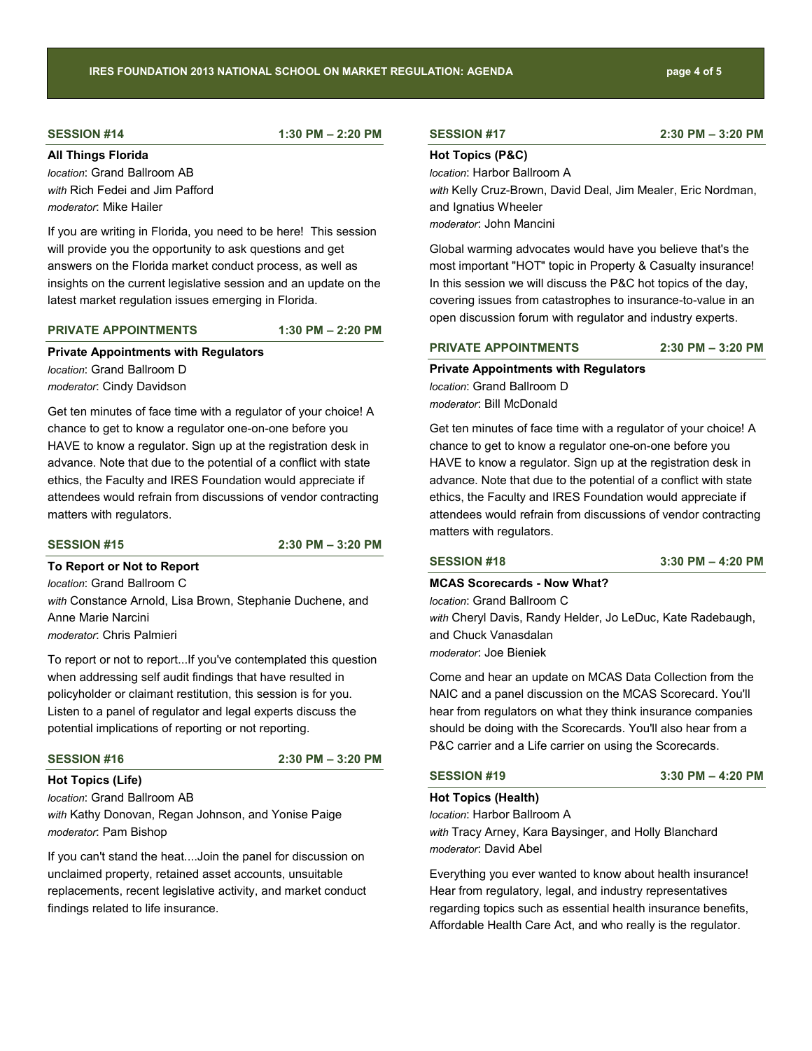## SESSION #14 — 1:30 PM – 2:20 PM

**All Things Florida**
*location*: Grand Ballroom AB
*with* Rich Fedei and Jim Pafford
*moderator*: Mike Hailer

If you are writing in Florida, you need to be here! This session will provide you the opportunity to ask questions and get answers on the Florida market conduct process, as well as insights on the current legislative session and an update on the latest market regulation issues emerging in Florida.

## PRIVATE APPOINTMENTS — 1:30 PM – 2:20 PM

**Private Appointments with Regulators**
*location*: Grand Ballroom D
*moderator*: Cindy Davidson

Get ten minutes of face time with a regulator of your choice! A chance to get to know a regulator one-on-one before you HAVE to know a regulator. Sign up at the registration desk in advance. Note that due to the potential of a conflict with state ethics, the Faculty and IRES Foundation would appreciate if attendees would refrain from discussions of vendor contracting matters with regulators.

## SESSION #15 — 2:30 PM – 3:20 PM

**To Report or Not to Report**
*location*: Grand Ballroom C
*with* Constance Arnold, Lisa Brown, Stephanie Duchene, and Anne Marie Narcini
*moderator*: Chris Palmieri

To report or not to report...If you've contemplated this question when addressing self audit findings that have resulted in policyholder or claimant restitution, this session is for you. Listen to a panel of regulator and legal experts discuss the potential implications of reporting or not reporting.

## SESSION #16 — 2:30 PM – 3:20 PM

**Hot Topics (Life)**
*location*: Grand Ballroom AB
*with* Kathy Donovan, Regan Johnson, and Yonise Paige
*moderator*: Pam Bishop

If you can't stand the heat....Join the panel for discussion on unclaimed property, retained asset accounts, unsuitable replacements, recent legislative activity, and market conduct findings related to life insurance.

## SESSION #17 — 2:30 PM – 3:20 PM

**Hot Topics (P&C)**
*location*: Harbor Ballroom A
*with* Kelly Cruz-Brown, David Deal, Jim Mealer, Eric Nordman, and Ignatius Wheeler
*moderator*: John Mancini

Global warming advocates would have you believe that's the most important "HOT" topic in Property & Casualty insurance! In this session we will discuss the P&C hot topics of the day, covering issues from catastrophes to insurance-to-value in an open discussion forum with regulator and industry experts.

## PRIVATE APPOINTMENTS — 2:30 PM – 3:20 PM

**Private Appointments with Regulators**
*location*: Grand Ballroom D
*moderator*: Bill McDonald

Get ten minutes of face time with a regulator of your choice! A chance to get to know a regulator one-on-one before you HAVE to know a regulator. Sign up at the registration desk in advance. Note that due to the potential of a conflict with state ethics, the Faculty and IRES Foundation would appreciate if attendees would refrain from discussions of vendor contracting matters with regulators.

## SESSION #18 — 3:30 PM – 4:20 PM

**MCAS Scorecards - Now What?**
*location*: Grand Ballroom C
*with* Cheryl Davis, Randy Helder, Jo LeDuc, Kate Radebaugh, and Chuck Vanasdalan
*moderator*: Joe Bieniek

Come and hear an update on MCAS Data Collection from the NAIC and a panel discussion on the MCAS Scorecard. You'll hear from regulators on what they think insurance companies should be doing with the Scorecards. You'll also hear from a P&C carrier and a Life carrier on using the Scorecards.

## SESSION #19 — 3:30 PM – 4:20 PM

**Hot Topics (Health)**
*location*: Harbor Ballroom A
*with* Tracy Arney, Kara Baysinger, and Holly Blanchard
*moderator*: David Abel

Everything you ever wanted to know about health insurance! Hear from regulatory, legal, and industry representatives regarding topics such as essential health insurance benefits, Affordable Health Care Act, and who really is the regulator.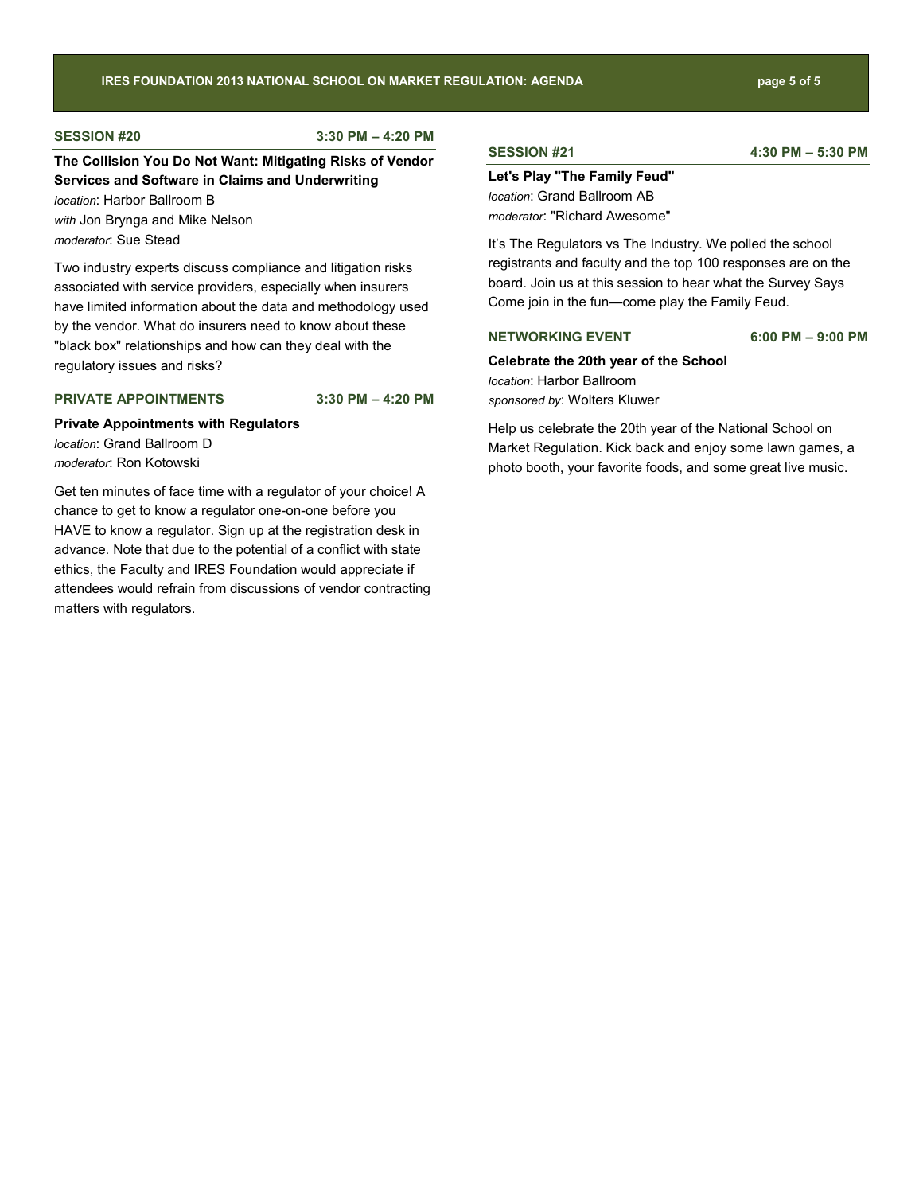### SESSION #20 — 3:30 PM – 4:20 PM

**The Collision You Do Not Want: Mitigating Risks of Vendor Services and Software in Claims and Underwriting**

*location*: Harbor Ballroom B
*with* Jon Brynga and Mike Nelson
*moderator*: Sue Stead

Two industry experts discuss compliance and litigation risks associated with service providers, especially when insurers have limited information about the data and methodology used by the vendor. What do insurers need to know about these "black box" relationships and how can they deal with the regulatory issues and risks?

### PRIVATE APPOINTMENTS — 3:30 PM – 4:20 PM

**Private Appointments with Regulators**

*location*: Grand Ballroom D
*moderator*: Ron Kotowski

Get ten minutes of face time with a regulator of your choice! A chance to get to know a regulator one-on-one before you HAVE to know a regulator. Sign up at the registration desk in advance. Note that due to the potential of a conflict with state ethics, the Faculty and IRES Foundation would appreciate if attendees would refrain from discussions of vendor contracting matters with regulators.

### SESSION #21 — 4:30 PM – 5:30 PM

**Let's Play "The Family Feud"**

*location*: Grand Ballroom AB
*moderator*: "Richard Awesome"

It's The Regulators vs The Industry. We polled the school registrants and faculty and the top 100 responses are on the board. Join us at this session to hear what the Survey Says Come join in the fun—come play the Family Feud.

### NETWORKING EVENT — 6:00 PM – 9:00 PM

**Celebrate the 20th year of the School**

*location*: Harbor Ballroom
*sponsored by*: Wolters Kluwer

Help us celebrate the 20th year of the National School on Market Regulation. Kick back and enjoy some lawn games, a photo booth, your favorite foods, and some great live music.